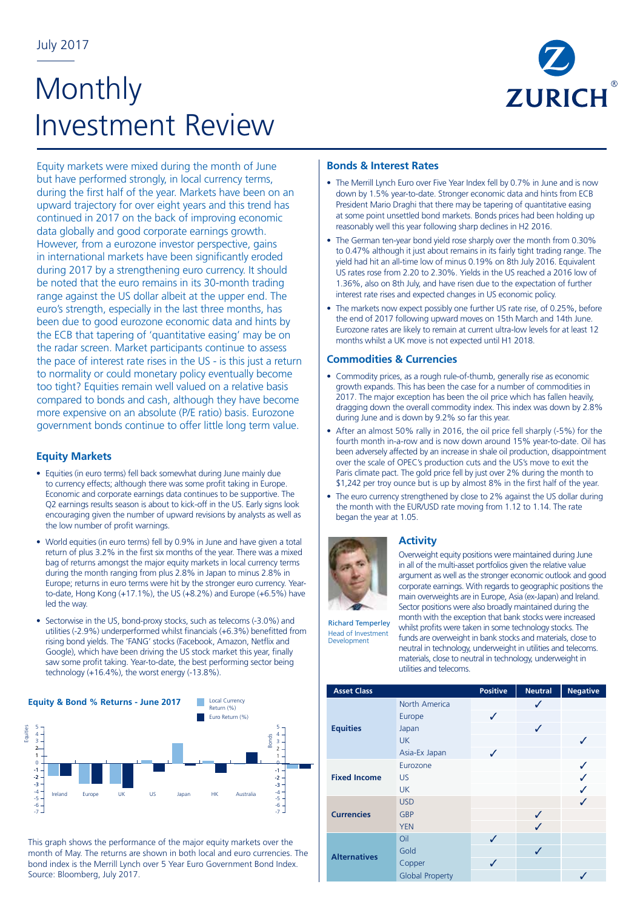July 2017

# Monthly Investment Review

Equity markets were mixed during the month of June but have performed strongly, in local currency terms, during the first half of the year. Markets have been on an upward trajectory for over eight years and this trend has continued in 2017 on the back of improving economic data globally and good corporate earnings growth. However, from a eurozone investor perspective, gains in international markets have been significantly eroded during 2017 by a strengthening euro currency. It should be noted that the euro remains in its 30-month trading range against the US dollar albeit at the upper end. The euro's strength, especially in the last three months, has been due to good eurozone economic data and hints by the ECB that tapering of 'quantitative easing' may be on the radar screen. Market participants continue to assess the pace of interest rate rises in the US - is this just a return to normality or could monetary policy eventually become too tight? Equities remain well valued on a relative basis compared to bonds and cash, although they have become more expensive on an absolute (P/E ratio) basis. Eurozone government bonds continue to offer little long term value.

## Equity Markets

- Equities (in euro terms) fell back somewhat during June mainly due to currency effects; although there was some profit taking in Europe. Economic and corporate earnings data continues to be supportive. The Q2 earnings results season is about to kick-off in the US. Early signs look encouraging given the number of upward revisions by analysts as well as the low number of profit warnings.
- World equities (in euro terms) fell by 0.9% in June and have given a total return of plus 3.2% in the first six months of the year. There was a mixed bag of returns amongst the major equity markets in local currency terms during the month ranging from plus 2.8% in Japan to minus 2.8% in Europe; returns in euro terms were hit by the stronger euro currency. Year-to-date, Hong Kong (+17.1%), the US (+8.2%) and Europe (+6.5%) have led the way.
- Sectorwise in the US, bond-proxy stocks, such as telecoms (-3.0%) and utilities (-2.9%) underperformed whilst financials (+6.3%) benefitted from rising bond yields. The 'FANG' stocks (Facebook, Amazon, Netflix and Google), which have been driving the US stock market this year, finally saw some profit taking. Year-to-date, the best performing sector being technology (+16.4%), the worst energy (-13.8%).

**Equity & Bond % Returns - June 2017**

This graph shows the performance of the major equity markets over the month of May. The returns are shown in both local and euro currencies. The bond index is the Merrill Lynch over 5 Year Euro Government Bond Index. Source: Bloomberg, July 2017.

## Bonds & Interest Rates

- The Merrill Lynch Euro over Five Year Index fell by 0.7% in June and is now down by 1.5% year-to-date. Stronger economic data and hints from ECB President Mario Draghi that there may be tapering of quantitative easing at some point unsettled bond markets. Bonds prices had been holding up reasonably well this year following sharp declines in H2 2016.
- The German ten-year bond yield rose sharply over the month from 0.30% to 0.47% although it just about remains in its fairly tight trading range. The yield had hit an all-time low of minus 0.19% on 8th July 2016. Equivalent US rates rose from 2.20 to 2.30%. Yields in the US reached a 2016 low of 1.36%, also on 8th July, and have risen due to the expectation of further interest rate rises and expected changes in US economic policy.
- The markets now expect possibly one further US rate rise, of 0.25%, before the end of 2017 following upward moves on 15th March and 14th June. Eurozone rates are likely to remain at current ultra-low levels for at least 12 months whilst a UK move is not expected until H1 2018.

## Commodities & Currencies

- Commodity prices, as a rough rule-of-thumb, generally rise as economic growth expands. This has been the case for a number of commodities in 2017. The major exception has been the oil price which has fallen heavily, dragging down the overall commodity index. This index was down by 2.8% during June and is down by 9.2% so far this year.
- After an almost 50% rally in 2016, the oil price fell sharply (-5%) for the fourth month in-a-row and is now down around 15% year-to-date. Oil has been adversely affected by an increase in shale oil production, disappointment over the scale of OPEC's production cuts and the US's move to exit the Paris climate pact. The gold price fell by just over 2% during the month to $1,242 per troy ounce but is up by almost 8% in the first half of the year.
- The euro currency strengthened by close to 2% against the US dollar during the month with the EUR/USD rate moving from 1.12 to 1.14. The rate began the year at 1.05.

## Activity

Richard Temperley
Head of Investment Development

Overweight equity positions were maintained during June in all of the multi-asset portfolios given the relative value argument as well as the stronger economic outlook and good corporate earnings. With regards to geographic positions the main overweights are in Europe, Asia (ex-Japan) and Ireland. Sector positions were also broadly maintained during the month with the exception that bank stocks were increased whilst profits were taken in some technology stocks. The funds are overweight in bank stocks and materials, close to neutral in technology, underweight in utilities and telecoms. materials, close to neutral in technology, underweight in utilities and telecoms.

| Asset Class | | Positive | Neutral | Negative |
|---|---|---|---|---|
| **Equities** | North America | | ✓ | |
| | Europe | ✓ | | |
| | Japan | | ✓ | |
| | UK | | | ✓ |
| | Asia-Ex Japan | ✓ | | |
| **Fixed Income** | Eurozone | | | ✓ |
| | US | | | ✓ |
| | UK | | | ✓ |
| **Currencies** | USD | | | ✓ |
| | GBP | | ✓ | |
| | YEN | | ✓ | |
| **Alternatives** | Oil | ✓ | | |
| | Gold | | ✓ | |
| | Copper | ✓ | | |
| | Global Property | | | ✓ |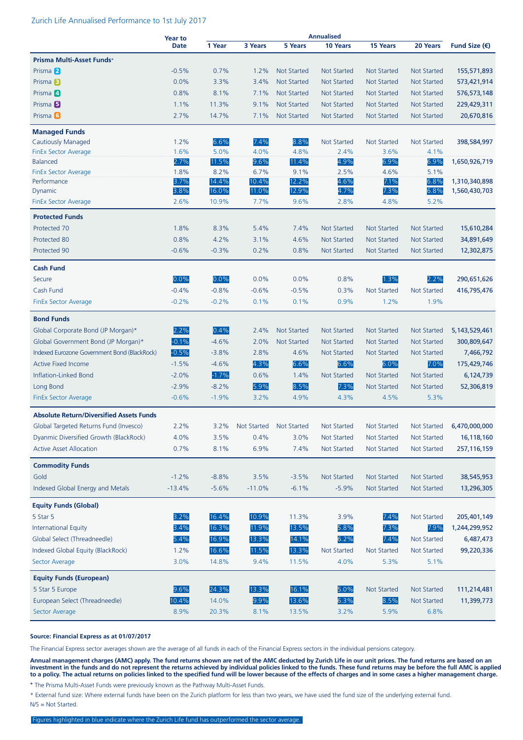Zurich Life Annualised Performance to 1st July 2017

| | Year to Date | Annualised | | | | | | Fund Size (€) |
|---|---|---|---|---|---|---|---|---|
| | | 1 Year | 3 Years | 5 Years | 10 Years | 15 Years | 20 Years | |
| **Prisma Multi-Asset Funds+** | | | | | | | | |
| Prisma 2 | -0.5% | 0.7% | 1.2% | Not Started | Not Started | Not Started | Not Started | 155,571,893 |
| Prisma 3 | 0.0% | 3.3% | 3.4% | Not Started | Not Started | Not Started | Not Started | 573,421,914 |
| Prisma 4 | 0.8% | 8.1% | 7.1% | Not Started | Not Started | Not Started | Not Started | 576,573,148 |
| Prisma 5 | 1.1% | 11.3% | 9.1% | Not Started | Not Started | Not Started | Not Started | 229,429,311 |
| Prisma 6 | 2.7% | 14.7% | 7.1% | Not Started | Not Started | Not Started | Not Started | 20,670,816 |
| **Managed Funds** | | | | | | | | |
| Cautiously Managed | 1.2% | 6.6% | 7.4% | 8.8% | Not Started | Not Started | Not Started | 398,584,997 |
| FinEx Sector Average | 1.6% | 5.0% | 4.0% | 4.8% | 2.4% | 3.6% | 4.1% | |
| Balanced | 2.7% | 11.5% | 9.6% | 11.4% | 4.9% | 6.9% | 6.9% | 1,650,926,719 |
| FinEx Sector Average | 1.8% | 8.2% | 6.7% | 9.1% | 2.5% | 4.6% | 5.1% | |
| Performance | 3.7% | 14.4% | 10.4% | 12.2% | 4.6% | 7.1% | 6.8% | 1,310,340,898 |
| Dynamic | 3.8% | 16.0% | 11.0% | 12.9% | 4.7% | 7.3% | 6.8% | 1,560,430,703 |
| FinEx Sector Average | 2.6% | 10.9% | 7.7% | 9.6% | 2.8% | 4.8% | 5.2% | |
| **Protected Funds** | | | | | | | | |
| Protected 70 | 1.8% | 8.3% | 5.4% | 7.4% | Not Started | Not Started | Not Started | 15,610,284 |
| Protected 80 | 0.8% | 4.2% | 3.1% | 4.6% | Not Started | Not Started | Not Started | 34,891,649 |
| Protected 90 | -0.6% | -0.3% | 0.2% | 0.8% | Not Started | Not Started | Not Started | 12,302,875 |
| **Cash Fund** | | | | | | | | |
| Secure | 0.0% | 0.0% | 0.0% | 0.0% | 0.8% | 1.3% | 2.2% | 290,651,626 |
| Cash Fund | -0.4% | -0.8% | -0.6% | -0.5% | 0.3% | Not Started | Not Started | 416,795,476 |
| FinEx Sector Average | -0.2% | -0.2% | 0.1% | 0.1% | 0.9% | 1.2% | 1.9% | |
| **Bond Funds** | | | | | | | | |
| Global Corporate Bond (JP Morgan)* | 2.2% | 0.4% | 2.4% | Not Started | Not Started | Not Started | Not Started | 5,143,529,461 |
| Global Government Bond (JP Morgan)* | -0.1% | -4.6% | 2.0% | Not Started | Not Started | Not Started | Not Started | 300,809,647 |
| Indexed Eurozone Government Bond (BlackRock) | -0.5% | -3.8% | 2.8% | 4.6% | Not Started | Not Started | Not Started | 7,466,792 |
| Active Fixed Income | -1.5% | -4.6% | 4.3% | 6.6% | 6.6% | 6.0% | 7.0% | 175,429,746 |
| Inflation-Linked Bond | -2.0% | -1.7% | 0.6% | 1.4% | Not Started | Not Started | Not Started | 6,124,739 |
| Long Bond | -2.9% | -8.2% | 5.9% | 8.5% | 7.3% | Not Started | Not Started | 52,306,819 |
| FinEx Sector Average | -0.6% | -1.9% | 3.2% | 4.9% | 4.3% | 4.5% | 5.3% | |
| **Absolute Return/Diversified Assets Funds** | | | | | | | | |
| Global Targeted Returns Fund (Invesco) | 2.2% | 3.2% | Not Started | Not Started | Not Started | Not Started | Not Started | 6,470,000,000 |
| Dyanmic Diversified Growth (BlackRock) | 4.0% | 3.5% | 0.4% | 3.0% | Not Started | Not Started | Not Started | 16,118,160 |
| Active Asset Allocation | 0.7% | 8.1% | 6.9% | 7.4% | Not Started | Not Started | Not Started | 257,116,159 |
| **Commodity Funds** | | | | | | | | |
| Gold | -1.2% | -8.8% | 3.5% | -3.5% | Not Started | Not Started | Not Started | 38,545,953 |
| Indexed Global Energy and Metals | -13.4% | -5.6% | -11.0% | -6.1% | -5.9% | Not Started | Not Started | 13,296,305 |
| **Equity Funds (Global)** | | | | | | | | |
| 5 Star 5 | 3.2% | 16.4% | 10.9% | 11.3% | 3.9% | 7.4% | Not Started | 205,401,149 |
| International Equity | 3.4% | 16.3% | 11.9% | 13.5% | 5.8% | 7.3% | 7.9% | 1,244,299,952 |
| Global Select (Threadneedle) | 5.4% | 16.9% | 13.3% | 14.1% | 6.2% | 7.4% | Not Started | 6,487,473 |
| Indexed Global Equity (BlackRock) | 1.2% | 16.6% | 11.5% | 13.3% | Not Started | Not Started | Not Started | 99,220,336 |
| Sector Average | 3.0% | 14.8% | 9.4% | 11.5% | 4.0% | 5.3% | 5.1% | |
| **Equity Funds (European)** | | | | | | | | |
| 5 Star 5 Europe | 9.6% | 24.3% | 13.3% | 16.1% | 5.0% | Not Started | Not Started | 111,214,481 |
| European Select (Threadneedle) | 10.4% | 14.0% | 9.9% | 13.6% | 6.3% | 8.5% | Not Started | 11,399,773 |
| Sector Average | 8.9% | 20.3% | 8.1% | 13.5% | 3.2% | 5.9% | 6.8% | |

**Source: Financial Express as at 01/07/2017**

The Financial Express sector averages shown are the average of all funds in each of the Financial Express sectors in the individual pensions category.

**Annual management charges (AMC) apply. The fund returns shown are net of the AMC deducted by Zurich Life in our unit prices. The fund returns are based on an investment in the funds and do not represent the returns achieved by individual policies linked to the funds. These fund returns may be before the full AMC is applied to a policy. The actual returns on policies linked to the specified fund will be lower because of the effects of charges and in some cases a higher management charge.**

+ The Prisma Multi-Asset Funds were previously known as the Pathway Multi-Asset Funds.

* External fund size: Where external funds have been on the Zurich platform for less than two years, we have used the fund size of the underlying external fund.

N/S = Not Started.

Figures highlighted in blue indicate where the Zurich Life fund has outperformed the sector average.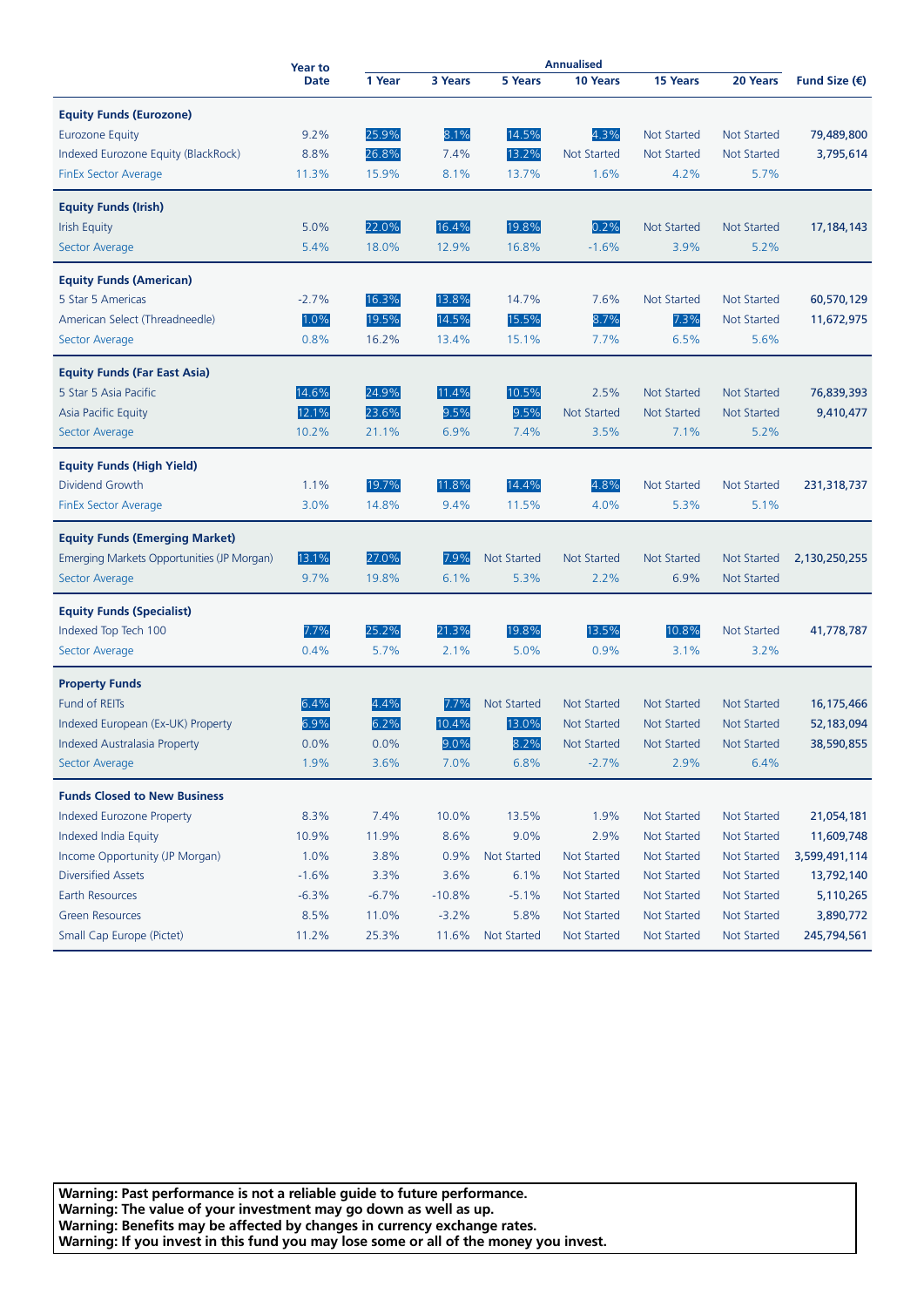| | Year to Date | Annualised | | | | | | Fund Size (€) |
|---|---|---|---|---|---|---|---|---|
| | | 1 Year | 3 Years | 5 Years | 10 Years | 15 Years | 20 Years | |
| **Equity Funds (Eurozone)** | | | | | | | | |
| Eurozone Equity | 9.2% | 25.9% | 8.1% | 14.5% | 4.3% | Not Started | Not Started | 79,489,800 |
| Indexed Eurozone Equity (BlackRock) | 8.8% | 26.8% | 7.4% | 13.2% | Not Started | Not Started | Not Started | 3,795,614 |
| FinEx Sector Average | 11.3% | 15.9% | 8.1% | 13.7% | 1.6% | 4.2% | 5.7% | |
| **Equity Funds (Irish)** | | | | | | | | |
| Irish Equity | 5.0% | 22.0% | 16.4% | 19.8% | 0.2% | Not Started | Not Started | 17,184,143 |
| Sector Average | 5.4% | 18.0% | 12.9% | 16.8% | -1.6% | 3.9% | 5.2% | |
| **Equity Funds (American)** | | | | | | | | |
| 5 Star 5 Americas | -2.7% | 16.3% | 13.8% | 14.7% | 7.6% | Not Started | Not Started | 60,570,129 |
| American Select (Threadneedle) | 1.0% | 19.5% | 14.5% | 15.5% | 8.7% | 7.3% | Not Started | 11,672,975 |
| Sector Average | 0.8% | 16.2% | 13.4% | 15.1% | 7.7% | 6.5% | 5.6% | |
| **Equity Funds (Far East Asia)** | | | | | | | | |
| 5 Star 5 Asia Pacific | 14.6% | 24.9% | 11.4% | 10.5% | 2.5% | Not Started | Not Started | 76,839,393 |
| Asia Pacific Equity | 12.1% | 23.6% | 9.5% | 9.5% | Not Started | Not Started | Not Started | 9,410,477 |
| Sector Average | 10.2% | 21.1% | 6.9% | 7.4% | 3.5% | 7.1% | 5.2% | |
| **Equity Funds (High Yield)** | | | | | | | | |
| Dividend Growth | 1.1% | 19.7% | 11.8% | 14.4% | 4.8% | Not Started | Not Started | 231,318,737 |
| FinEx Sector Average | 3.0% | 14.8% | 9.4% | 11.5% | 4.0% | 5.3% | 5.1% | |
| **Equity Funds (Emerging Market)** | | | | | | | | |
| Emerging Markets Opportunities (JP Morgan) | 13.1% | 27.0% | 7.9% | Not Started | Not Started | Not Started | Not Started | 2,130,250,255 |
| Sector Average | 9.7% | 19.8% | 6.1% | 5.3% | 2.2% | 6.9% | Not Started | |
| **Equity Funds (Specialist)** | | | | | | | | |
| Indexed Top Tech 100 | 7.7% | 25.2% | 21.3% | 19.8% | 13.5% | 10.8% | Not Started | 41,778,787 |
| Sector Average | 0.4% | 5.7% | 2.1% | 5.0% | 0.9% | 3.1% | 3.2% | |
| **Property Funds** | | | | | | | | |
| Fund of REITs | 6.4% | 4.4% | 7.7% | Not Started | Not Started | Not Started | Not Started | 16,175,466 |
| Indexed European (Ex-UK) Property | 6.9% | 6.2% | 10.4% | 13.0% | Not Started | Not Started | Not Started | 52,183,094 |
| Indexed Australasia Property | 0.0% | 0.0% | 9.0% | 8.2% | Not Started | Not Started | Not Started | 38,590,855 |
| Sector Average | 1.9% | 3.6% | 7.0% | 6.8% | -2.7% | 2.9% | 6.4% | |
| **Funds Closed to New Business** | | | | | | | | |
| Indexed Eurozone Property | 8.3% | 7.4% | 10.0% | 13.5% | 1.9% | Not Started | Not Started | 21,054,181 |
| Indexed India Equity | 10.9% | 11.9% | 8.6% | 9.0% | 2.9% | Not Started | Not Started | 11,609,748 |
| Income Opportunity (JP Morgan) | 1.0% | 3.8% | 0.9% | Not Started | Not Started | Not Started | Not Started | 3,599,491,114 |
| Diversified Assets | -1.6% | 3.3% | 3.6% | 6.1% | Not Started | Not Started | Not Started | 13,792,140 |
| Earth Resources | -6.3% | -6.7% | -10.8% | -5.1% | Not Started | Not Started | Not Started | 5,110,265 |
| Green Resources | 8.5% | 11.0% | -3.2% | 5.8% | Not Started | Not Started | Not Started | 3,890,772 |
| Small Cap Europe (Pictet) | 11.2% | 25.3% | 11.6% | Not Started | Not Started | Not Started | Not Started | 245,794,561 |

**Warning: Past performance is not a reliable guide to future performance.**
**Warning: The value of your investment may go down as well as up.**
**Warning: Benefits may be affected by changes in currency exchange rates.**
**Warning: If you invest in this fund you may lose some or all of the money you invest.**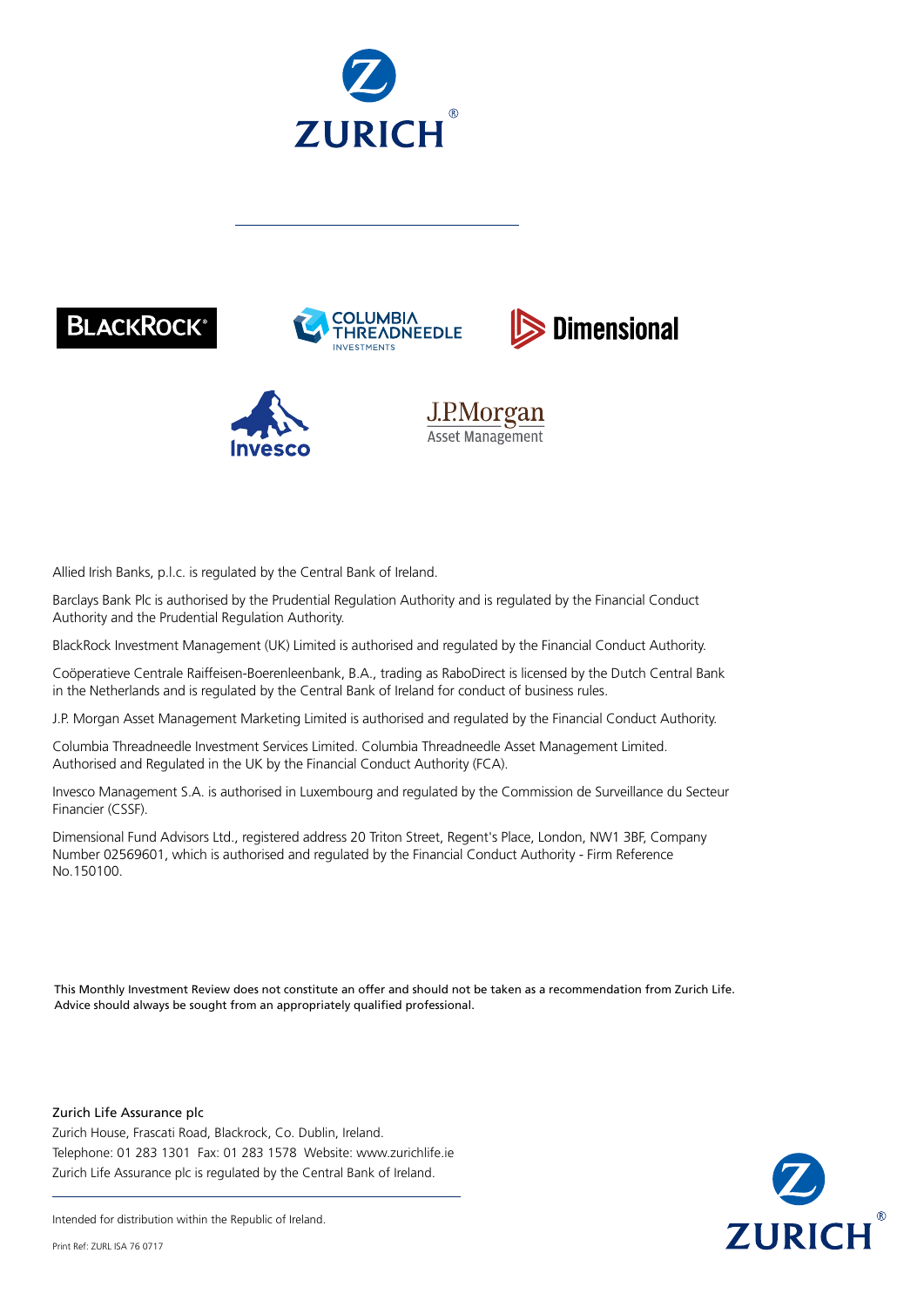Allied Irish Banks, p.l.c. is regulated by the Central Bank of Ireland.

Barclays Bank Plc is authorised by the Prudential Regulation Authority and is regulated by the Financial Conduct Authority and the Prudential Regulation Authority.

BlackRock Investment Management (UK) Limited is authorised and regulated by the Financial Conduct Authority.

Coöperatieve Centrale Raiffeisen-Boerenleenbank, B.A., trading as RaboDirect is licensed by the Dutch Central Bank in the Netherlands and is regulated by the Central Bank of Ireland for conduct of business rules.

J.P. Morgan Asset Management Marketing Limited is authorised and regulated by the Financial Conduct Authority.

Columbia Threadneedle Investment Services Limited. Columbia Threadneedle Asset Management Limited. Authorised and Regulated in the UK by the Financial Conduct Authority (FCA).

Invesco Management S.A. is authorised in Luxembourg and regulated by the Commission de Surveillance du Secteur Financier (CSSF).

Dimensional Fund Advisors Ltd., registered address 20 Triton Street, Regent's Place, London, NW1 3BF, Company Number 02569601, which is authorised and regulated by the Financial Conduct Authority - Firm Reference No.150100.

This Monthly Investment Review does not constitute an offer and should not be taken as a recommendation from Zurich Life. Advice should always be sought from an appropriately qualified professional.

Zurich Life Assurance plc
Zurich House, Frascati Road, Blackrock, Co. Dublin, Ireland.
Telephone: 01 283 1301 Fax: 01 283 1578 Website: www.zurichlife.ie
Zurich Life Assurance plc is regulated by the Central Bank of Ireland.

Intended for distribution within the Republic of Ireland.

Print Ref: ZURL ISA 76 0717